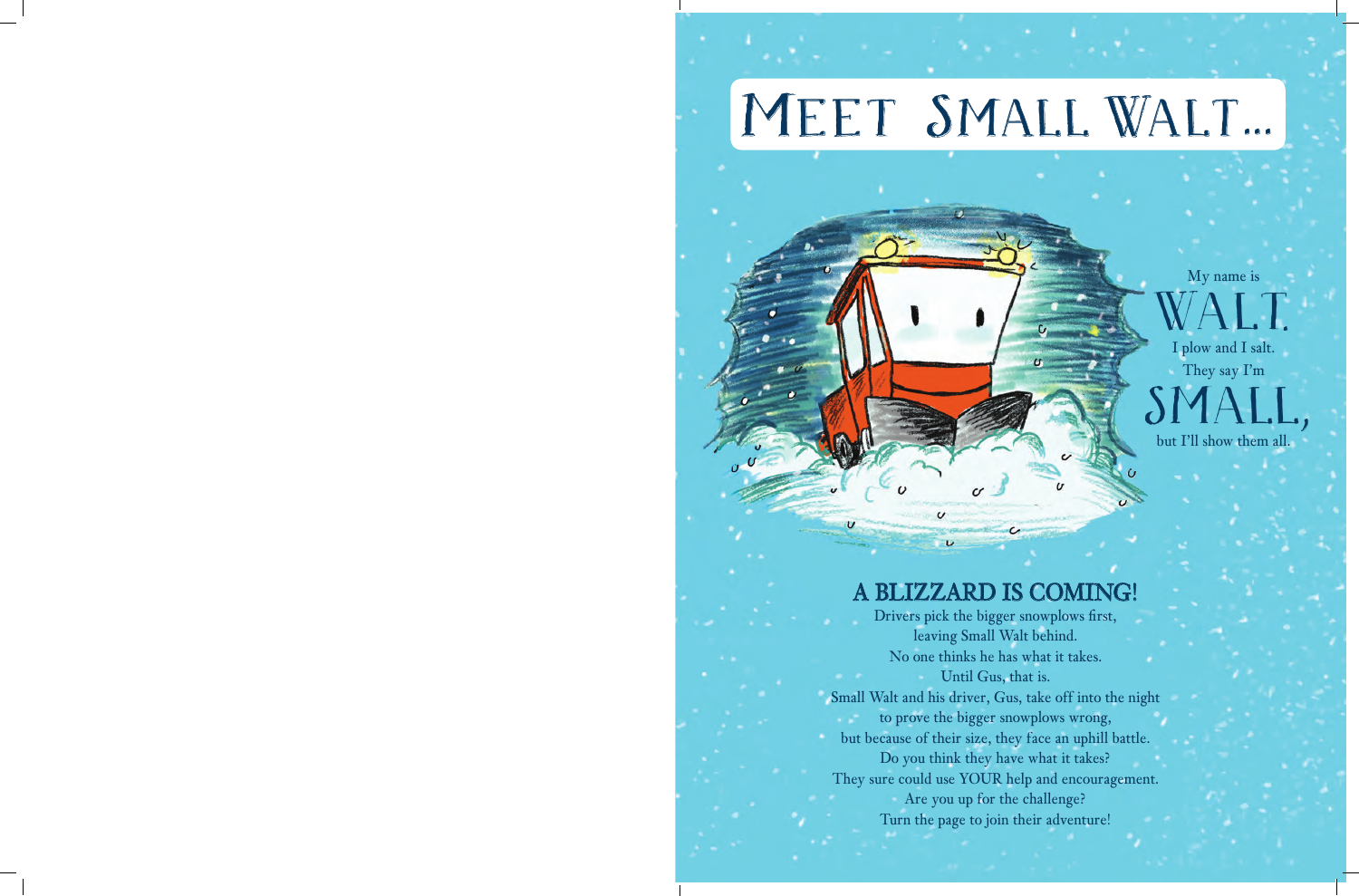# Meet Small Walt...

My name is
WALT.
I plow and I salt.
They say I'm
SMALL,
but I'll show them all.

## A BLIZZARD IS COMING!

Drivers pick the bigger snowplows first,
leaving Small Walt behind.
No one thinks he has what it takes.
Until Gus, that is.
Small Walt and his driver, Gus, take off into the night
to prove the bigger snowplows wrong,
but because of their size, they face an uphill battle.
Do you think they have what it takes?
They sure could use YOUR help and encouragement.
Are you up for the challenge?
Turn the page to join their adventure!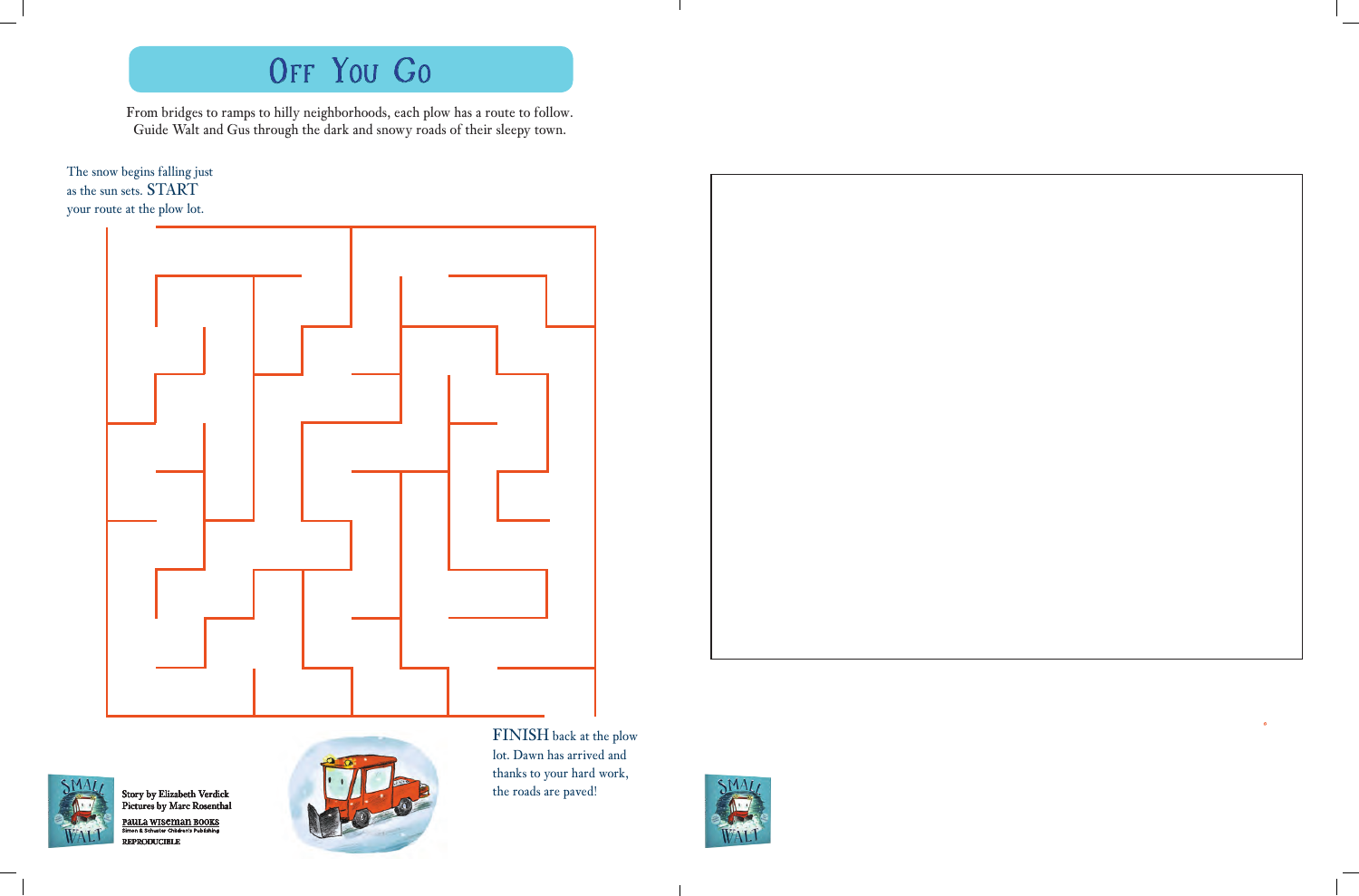# Off You Go

From bridges to ramps to hilly neighborhoods, each plow has a route to follow. Guide Walt and Gus through the dark and snowy roads of their sleepy town.

The snow begins falling just as the sun sets. START your route at the plow lot.

FINISH back at the plow lot. Dawn has arrived and thanks to your hard work, the roads are paved!

Story by Elizabeth Verdick
Pictures by Marc Rosenthal
Paula Wiseman Books
Simon & Schuster Children's Publishing
REPRODUCIBLE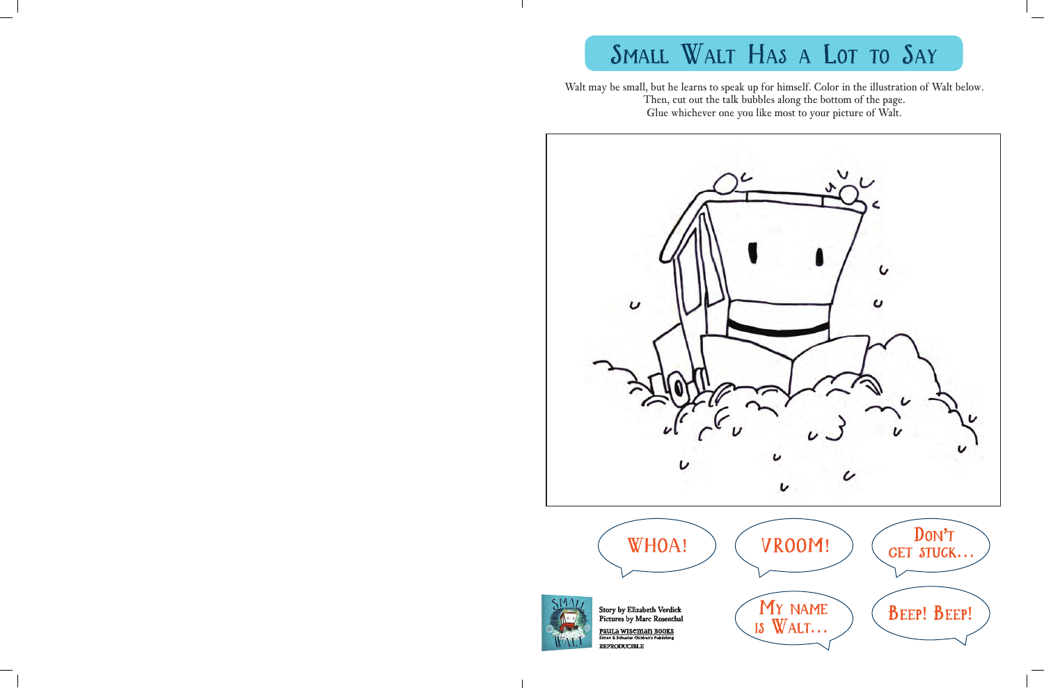# Small Walt Has a Lot to Say

Walt may be small, but he learns to speak up for himself. Color in the illustration of Walt below.
Then, cut out the talk bubbles along the bottom of the page.
Glue whichever one you like most to your picture of Walt.

WHOA!

VROOM!

DON'T GET STUCK…

MY NAME IS WALT…

BEEP! BEEP!

Story by Elizabeth Verdick
Pictures by Marc Rosenthal
Paula Wiseman Books
Simon & Schuster Children's Publishing
REPRODUCIBLE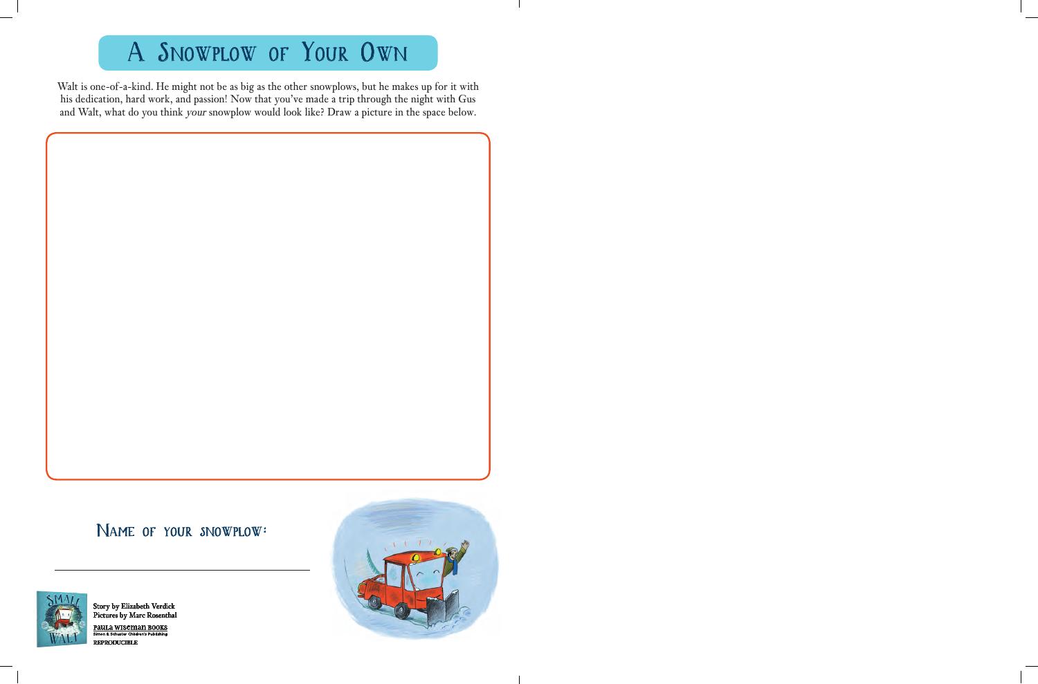# A Snowplow of Your Own

Walt is one-of-a-kind. He might not be as big as the other snowplows, but he makes up for it with his dedication, hard work, and passion! Now that you've made a trip through the night with Gus and Walt, what do you think *your* snowplow would look like? Draw a picture in the space below.

## Name of your snowplow:

______________________________

Story by Elizabeth Verdick
Pictures by Marc Rosenthal
Paula Wiseman Books
Simon & Schuster Children's Publishing
REPRODUCIBLE